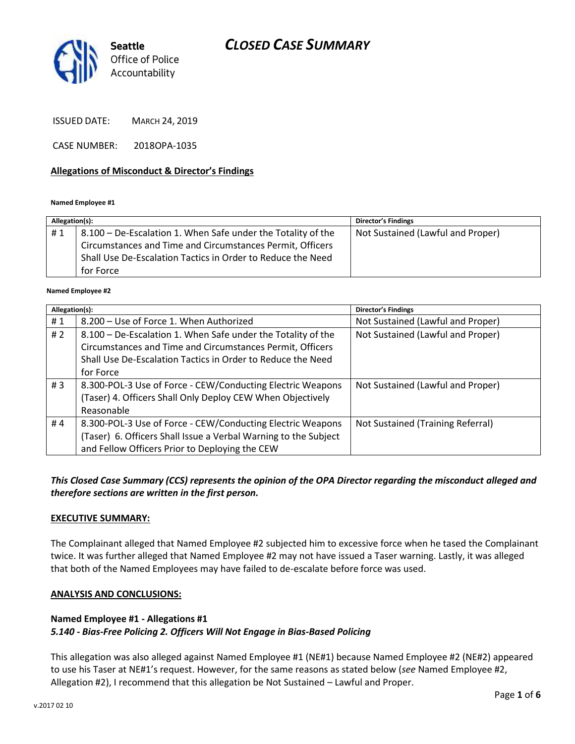Seattle Office of Police Accountability

# CLOSED CASE SUMMARY

ISSUED DATE: MARCH 24, 2019

CASE NUMBER: 2018OPA-1035

## Allegations of Misconduct & Director's Findings

**Named Employee #1**

| Allegation(s): | | Director's Findings |
|---|---|---|
| # 1 | 8.100 – De-Escalation 1. When Safe under the Totality of the Circumstances and Time and Circumstances Permit, Officers Shall Use De-Escalation Tactics in Order to Reduce the Need for Force | Not Sustained (Lawful and Proper) |

**Named Employee #2**

| Allegation(s): | | Director's Findings |
|---|---|---|
| # 1 | 8.200 – Use of Force 1. When Authorized | Not Sustained (Lawful and Proper) |
| # 2 | 8.100 – De-Escalation 1. When Safe under the Totality of the Circumstances and Time and Circumstances Permit, Officers Shall Use De-Escalation Tactics in Order to Reduce the Need for Force | Not Sustained (Lawful and Proper) |
| # 3 | 8.300-POL-3 Use of Force - CEW/Conducting Electric Weapons (Taser) 4. Officers Shall Only Deploy CEW When Objectively Reasonable | Not Sustained (Lawful and Proper) |
| # 4 | 8.300-POL-3 Use of Force - CEW/Conducting Electric Weapons (Taser) 6. Officers Shall Issue a Verbal Warning to the Subject and Fellow Officers Prior to Deploying the CEW | Not Sustained (Training Referral) |

***This Closed Case Summary (CCS) represents the opinion of the OPA Director regarding the misconduct alleged and therefore sections are written in the first person.***

## EXECUTIVE SUMMARY:

The Complainant alleged that Named Employee #2 subjected him to excessive force when he tased the Complainant twice. It was further alleged that Named Employee #2 may not have issued a Taser warning. Lastly, it was alleged that both of the Named Employees may have failed to de-escalate before force was used.

## ANALYSIS AND CONCLUSIONS:

**Named Employee #1 - Allegations #1**
***5.140 - Bias-Free Policing 2. Officers Will Not Engage in Bias-Based Policing***

This allegation was also alleged against Named Employee #1 (NE#1) because Named Employee #2 (NE#2) appeared to use his Taser at NE#1's request. However, for the same reasons as stated below (*see* Named Employee #2, Allegation #2), I recommend that this allegation be Not Sustained – Lawful and Proper.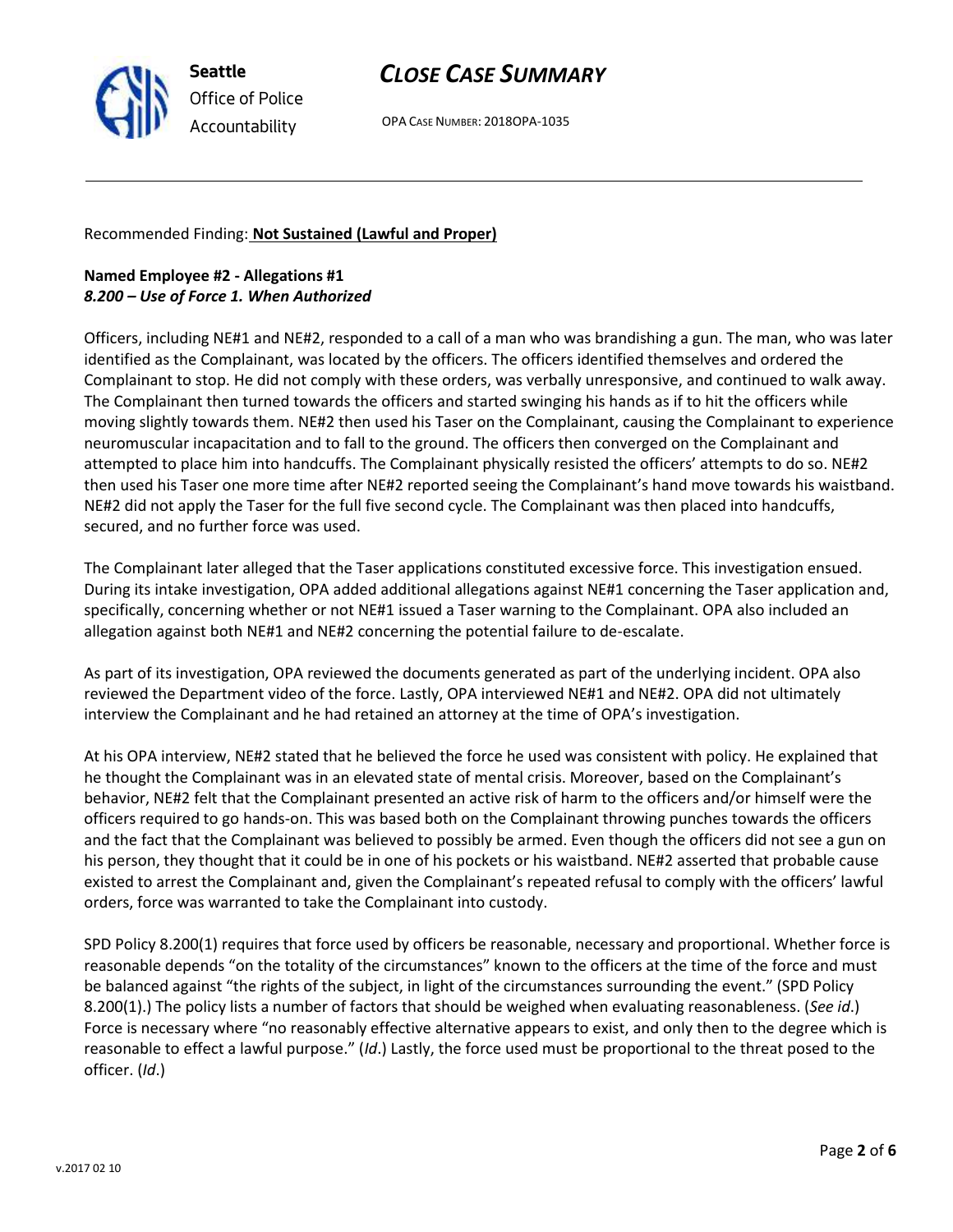Recommended Finding: **Not Sustained (Lawful and Proper)**

**Named Employee #2 - Allegations #1**
***8.200 – Use of Force 1. When Authorized***

Officers, including NE#1 and NE#2, responded to a call of a man who was brandishing a gun. The man, who was later identified as the Complainant, was located by the officers. The officers identified themselves and ordered the Complainant to stop. He did not comply with these orders, was verbally unresponsive, and continued to walk away. The Complainant then turned towards the officers and started swinging his hands as if to hit the officers while moving slightly towards them. NE#2 then used his Taser on the Complainant, causing the Complainant to experience neuromuscular incapacitation and to fall to the ground. The officers then converged on the Complainant and attempted to place him into handcuffs. The Complainant physically resisted the officers' attempts to do so. NE#2 then used his Taser one more time after NE#2 reported seeing the Complainant's hand move towards his waistband. NE#2 did not apply the Taser for the full five second cycle. The Complainant was then placed into handcuffs, secured, and no further force was used.

The Complainant later alleged that the Taser applications constituted excessive force. This investigation ensued. During its intake investigation, OPA added additional allegations against NE#1 concerning the Taser application and, specifically, concerning whether or not NE#1 issued a Taser warning to the Complainant. OPA also included an allegation against both NE#1 and NE#2 concerning the potential failure to de-escalate.

As part of its investigation, OPA reviewed the documents generated as part of the underlying incident. OPA also reviewed the Department video of the force. Lastly, OPA interviewed NE#1 and NE#2. OPA did not ultimately interview the Complainant and he had retained an attorney at the time of OPA's investigation.

At his OPA interview, NE#2 stated that he believed the force he used was consistent with policy. He explained that he thought the Complainant was in an elevated state of mental crisis. Moreover, based on the Complainant's behavior, NE#2 felt that the Complainant presented an active risk of harm to the officers and/or himself were the officers required to go hands-on. This was based both on the Complainant throwing punches towards the officers and the fact that the Complainant was believed to possibly be armed. Even though the officers did not see a gun on his person, they thought that it could be in one of his pockets or his waistband. NE#2 asserted that probable cause existed to arrest the Complainant and, given the Complainant's repeated refusal to comply with the officers' lawful orders, force was warranted to take the Complainant into custody.

SPD Policy 8.200(1) requires that force used by officers be reasonable, necessary and proportional. Whether force is reasonable depends "on the totality of the circumstances" known to the officers at the time of the force and must be balanced against "the rights of the subject, in light of the circumstances surrounding the event." (SPD Policy 8.200(1).) The policy lists a number of factors that should be weighed when evaluating reasonableness. (*See id.*) Force is necessary where "no reasonably effective alternative appears to exist, and only then to the degree which is reasonable to effect a lawful purpose." (*Id*.) Lastly, the force used must be proportional to the threat posed to the officer. (*Id*.)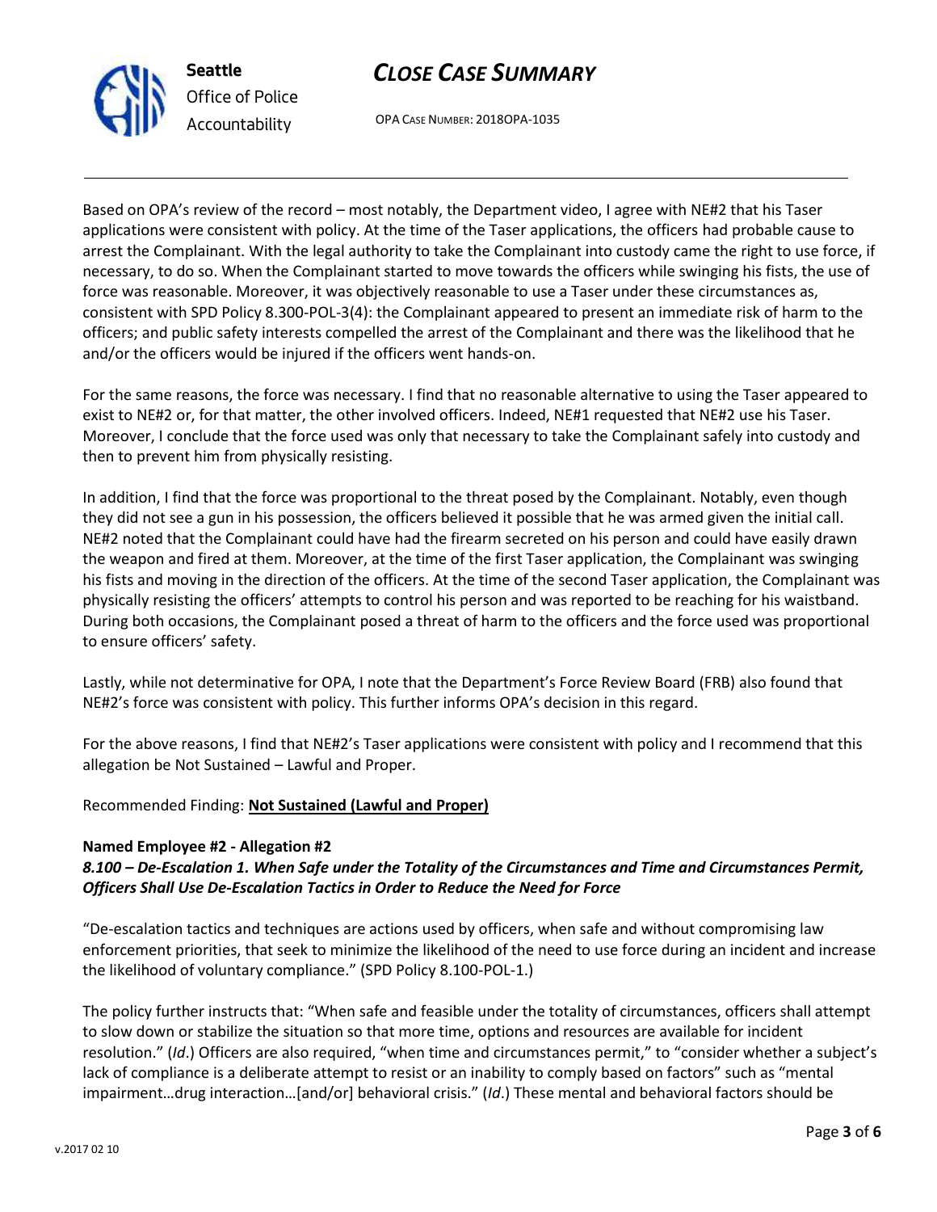Based on OPA's review of the record – most notably, the Department video, I agree with NE#2 that his Taser applications were consistent with policy. At the time of the Taser applications, the officers had probable cause to arrest the Complainant. With the legal authority to take the Complainant into custody came the right to use force, if necessary, to do so. When the Complainant started to move towards the officers while swinging his fists, the use of force was reasonable. Moreover, it was objectively reasonable to use a Taser under these circumstances as, consistent with SPD Policy 8.300-POL-3(4): the Complainant appeared to present an immediate risk of harm to the officers; and public safety interests compelled the arrest of the Complainant and there was the likelihood that he and/or the officers would be injured if the officers went hands-on.

For the same reasons, the force was necessary. I find that no reasonable alternative to using the Taser appeared to exist to NE#2 or, for that matter, the other involved officers. Indeed, NE#1 requested that NE#2 use his Taser. Moreover, I conclude that the force used was only that necessary to take the Complainant safely into custody and then to prevent him from physically resisting.

In addition, I find that the force was proportional to the threat posed by the Complainant. Notably, even though they did not see a gun in his possession, the officers believed it possible that he was armed given the initial call. NE#2 noted that the Complainant could have had the firearm secreted on his person and could have easily drawn the weapon and fired at them. Moreover, at the time of the first Taser application, the Complainant was swinging his fists and moving in the direction of the officers. At the time of the second Taser application, the Complainant was physically resisting the officers' attempts to control his person and was reported to be reaching for his waistband. During both occasions, the Complainant posed a threat of harm to the officers and the force used was proportional to ensure officers' safety.

Lastly, while not determinative for OPA, I note that the Department's Force Review Board (FRB) also found that NE#2's force was consistent with policy. This further informs OPA's decision in this regard.

For the above reasons, I find that NE#2's Taser applications were consistent with policy and I recommend that this allegation be Not Sustained – Lawful and Proper.

Recommended Finding: **Not Sustained (Lawful and Proper)**

**Named Employee #2 - Allegation #2**
***8.100 – De-Escalation 1. When Safe under the Totality of the Circumstances and Time and Circumstances Permit, Officers Shall Use De-Escalation Tactics in Order to Reduce the Need for Force***

"De-escalation tactics and techniques are actions used by officers, when safe and without compromising law enforcement priorities, that seek to minimize the likelihood of the need to use force during an incident and increase the likelihood of voluntary compliance." (SPD Policy 8.100-POL-1.)

The policy further instructs that: "When safe and feasible under the totality of circumstances, officers shall attempt to slow down or stabilize the situation so that more time, options and resources are available for incident resolution." (*Id*.) Officers are also required, "when time and circumstances permit," to "consider whether a subject's lack of compliance is a deliberate attempt to resist or an inability to comply based on factors" such as "mental impairment…drug interaction…[and/or] behavioral crisis." (*Id*.) These mental and behavioral factors should be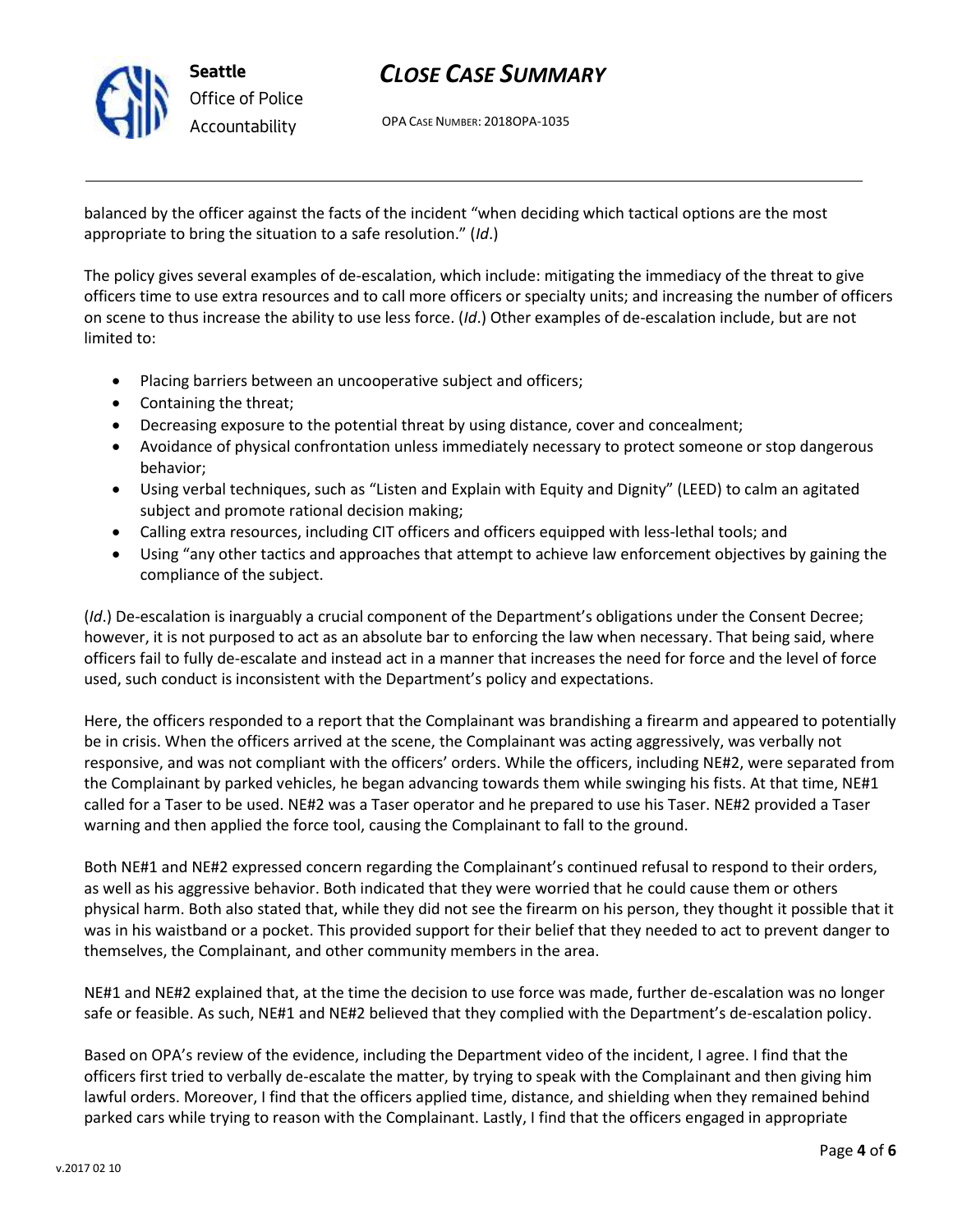balanced by the officer against the facts of the incident "when deciding which tactical options are the most appropriate to bring the situation to a safe resolution." (*Id*.)

The policy gives several examples of de-escalation, which include: mitigating the immediacy of the threat to give officers time to use extra resources and to call more officers or specialty units; and increasing the number of officers on scene to thus increase the ability to use less force. (*Id*.) Other examples of de-escalation include, but are not limited to:

- Placing barriers between an uncooperative subject and officers;
- Containing the threat;
- Decreasing exposure to the potential threat by using distance, cover and concealment;
- Avoidance of physical confrontation unless immediately necessary to protect someone or stop dangerous behavior;
- Using verbal techniques, such as "Listen and Explain with Equity and Dignity" (LEED) to calm an agitated subject and promote rational decision making;
- Calling extra resources, including CIT officers and officers equipped with less-lethal tools; and
- Using "any other tactics and approaches that attempt to achieve law enforcement objectives by gaining the compliance of the subject.

(*Id*.) De-escalation is inarguably a crucial component of the Department's obligations under the Consent Decree; however, it is not purposed to act as an absolute bar to enforcing the law when necessary. That being said, where officers fail to fully de-escalate and instead act in a manner that increases the need for force and the level of force used, such conduct is inconsistent with the Department's policy and expectations.

Here, the officers responded to a report that the Complainant was brandishing a firearm and appeared to potentially be in crisis. When the officers arrived at the scene, the Complainant was acting aggressively, was verbally not responsive, and was not compliant with the officers' orders. While the officers, including NE#2, were separated from the Complainant by parked vehicles, he began advancing towards them while swinging his fists. At that time, NE#1 called for a Taser to be used. NE#2 was a Taser operator and he prepared to use his Taser. NE#2 provided a Taser warning and then applied the force tool, causing the Complainant to fall to the ground.

Both NE#1 and NE#2 expressed concern regarding the Complainant's continued refusal to respond to their orders, as well as his aggressive behavior. Both indicated that they were worried that he could cause them or others physical harm. Both also stated that, while they did not see the firearm on his person, they thought it possible that it was in his waistband or a pocket. This provided support for their belief that they needed to act to prevent danger to themselves, the Complainant, and other community members in the area.

NE#1 and NE#2 explained that, at the time the decision to use force was made, further de-escalation was no longer safe or feasible. As such, NE#1 and NE#2 believed that they complied with the Department's de-escalation policy.

Based on OPA's review of the evidence, including the Department video of the incident, I agree. I find that the officers first tried to verbally de-escalate the matter, by trying to speak with the Complainant and then giving him lawful orders. Moreover, I find that the officers applied time, distance, and shielding when they remained behind parked cars while trying to reason with the Complainant. Lastly, I find that the officers engaged in appropriate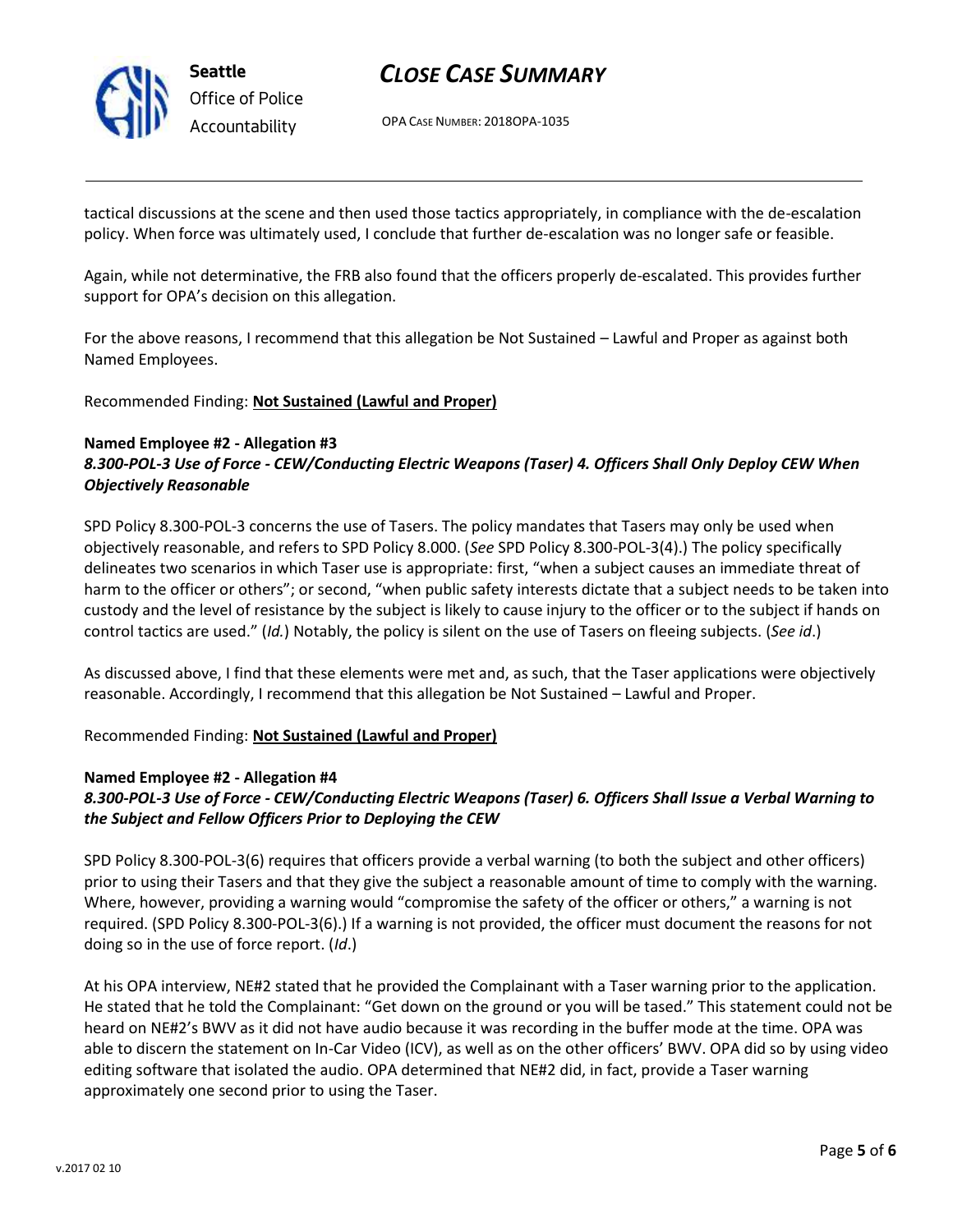tactical discussions at the scene and then used those tactics appropriately, in compliance with the de-escalation policy. When force was ultimately used, I conclude that further de-escalation was no longer safe or feasible.

Again, while not determinative, the FRB also found that the officers properly de-escalated. This provides further support for OPA's decision on this allegation.

For the above reasons, I recommend that this allegation be Not Sustained – Lawful and Proper as against both Named Employees.

Recommended Finding: **Not Sustained (Lawful and Proper)**

**Named Employee #2 - Allegation #3**
***8.300-POL-3 Use of Force - CEW/Conducting Electric Weapons (Taser) 4. Officers Shall Only Deploy CEW When Objectively Reasonable***

SPD Policy 8.300-POL-3 concerns the use of Tasers. The policy mandates that Tasers may only be used when objectively reasonable, and refers to SPD Policy 8.000. (*See* SPD Policy 8.300-POL-3(4).) The policy specifically delineates two scenarios in which Taser use is appropriate: first, "when a subject causes an immediate threat of harm to the officer or others"; or second, "when public safety interests dictate that a subject needs to be taken into custody and the level of resistance by the subject is likely to cause injury to the officer or to the subject if hands on control tactics are used." (*Id.*) Notably, the policy is silent on the use of Tasers on fleeing subjects. (*See id*.)

As discussed above, I find that these elements were met and, as such, that the Taser applications were objectively reasonable. Accordingly, I recommend that this allegation be Not Sustained – Lawful and Proper.

Recommended Finding: **Not Sustained (Lawful and Proper)**

**Named Employee #2 - Allegation #4**
***8.300-POL-3 Use of Force - CEW/Conducting Electric Weapons (Taser) 6. Officers Shall Issue a Verbal Warning to the Subject and Fellow Officers Prior to Deploying the CEW***

SPD Policy 8.300-POL-3(6) requires that officers provide a verbal warning (to both the subject and other officers) prior to using their Tasers and that they give the subject a reasonable amount of time to comply with the warning. Where, however, providing a warning would "compromise the safety of the officer or others," a warning is not required. (SPD Policy 8.300-POL-3(6).) If a warning is not provided, the officer must document the reasons for not doing so in the use of force report. (*Id*.)

At his OPA interview, NE#2 stated that he provided the Complainant with a Taser warning prior to the application. He stated that he told the Complainant: "Get down on the ground or you will be tased." This statement could not be heard on NE#2's BWV as it did not have audio because it was recording in the buffer mode at the time. OPA was able to discern the statement on In-Car Video (ICV), as well as on the other officers' BWV. OPA did so by using video editing software that isolated the audio. OPA determined that NE#2 did, in fact, provide a Taser warning approximately one second prior to using the Taser.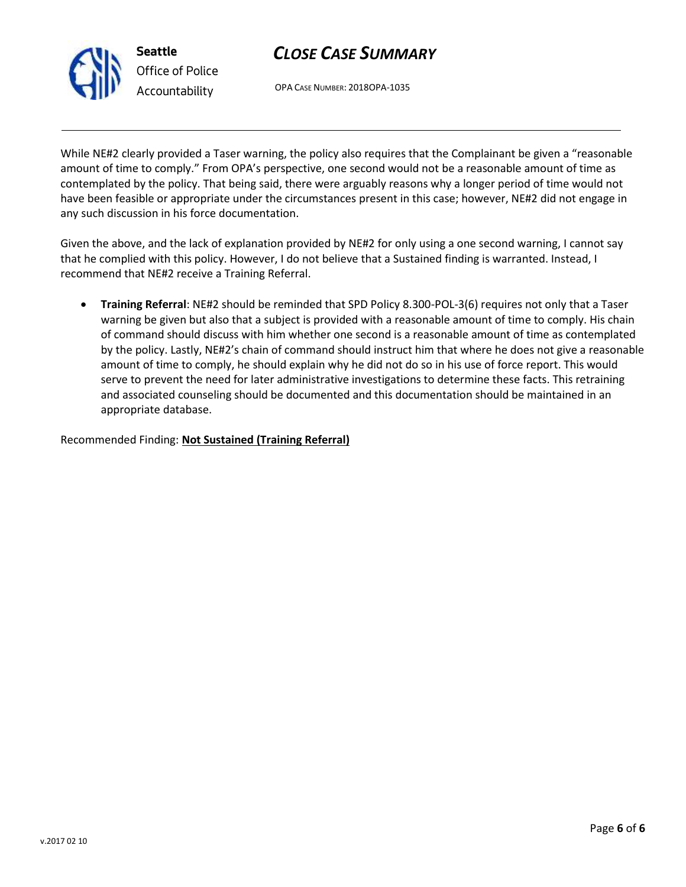While NE#2 clearly provided a Taser warning, the policy also requires that the Complainant be given a "reasonable amount of time to comply." From OPA's perspective, one second would not be a reasonable amount of time as contemplated by the policy. That being said, there were arguably reasons why a longer period of time would not have been feasible or appropriate under the circumstances present in this case; however, NE#2 did not engage in any such discussion in his force documentation.

Given the above, and the lack of explanation provided by NE#2 for only using a one second warning, I cannot say that he complied with this policy. However, I do not believe that a Sustained finding is warranted. Instead, I recommend that NE#2 receive a Training Referral.

- **Training Referral**: NE#2 should be reminded that SPD Policy 8.300-POL-3(6) requires not only that a Taser warning be given but also that a subject is provided with a reasonable amount of time to comply. His chain of command should discuss with him whether one second is a reasonable amount of time as contemplated by the policy. Lastly, NE#2's chain of command should instruct him that where he does not give a reasonable amount of time to comply, he should explain why he did not do so in his use of force report. This would serve to prevent the need for later administrative investigations to determine these facts. This retraining and associated counseling should be documented and this documentation should be maintained in an appropriate database.

Recommended Finding: **Not Sustained (Training Referral)**